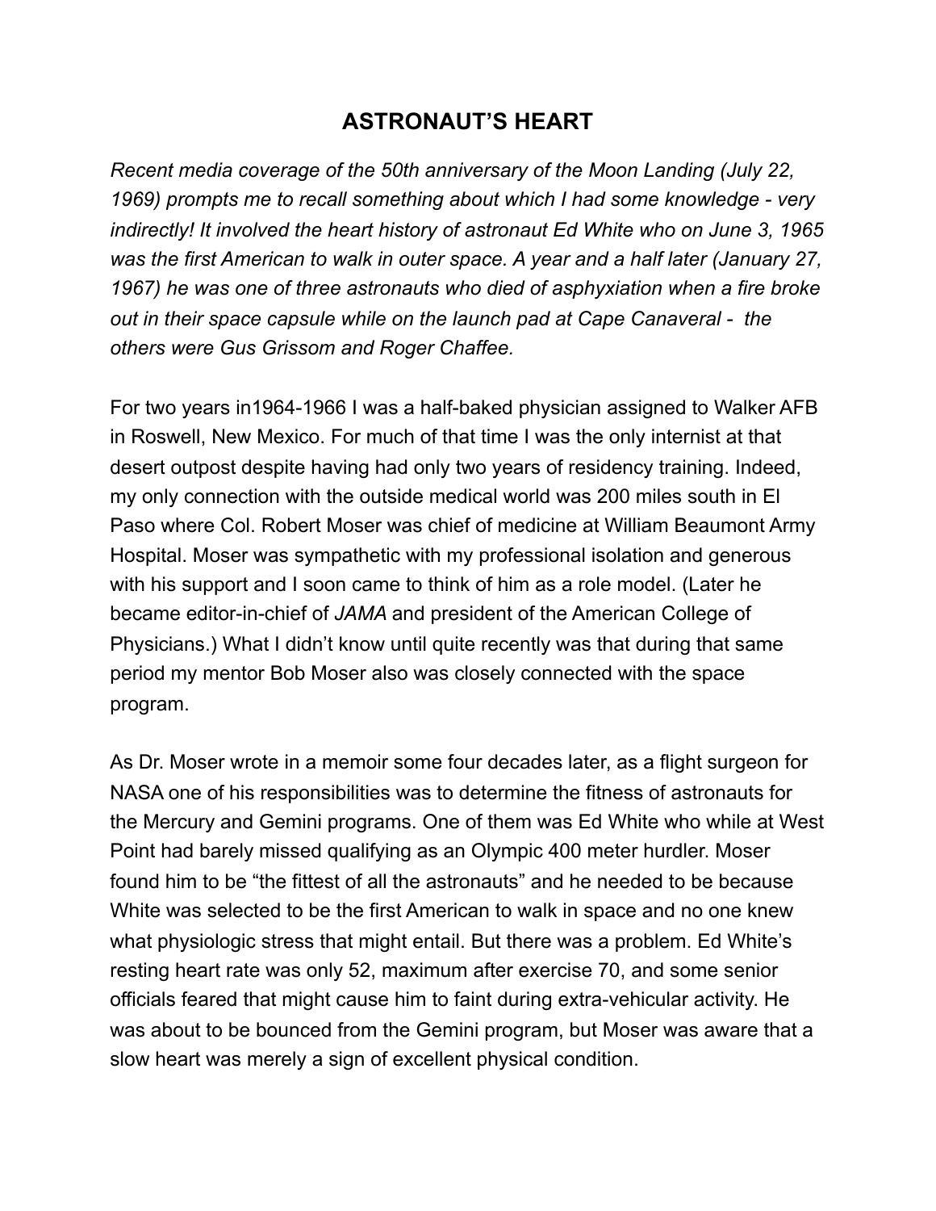# ASTRONAUT'S HEART

*Recent media coverage of the 50th anniversary of the Moon Landing (July 22, 1969) prompts me to recall something about which I had some knowledge - very indirectly! It involved the heart history of astronaut Ed White who on June 3, 1965 was the first American to walk in outer space. A year and a half later (January 27, 1967) he was one of three astronauts who died of asphyxiation when a fire broke out in their space capsule while on the launch pad at Cape Canaveral - the others were Gus Grissom and Roger Chaffee.*

For two years in1964-1966 I was a half-baked physician assigned to Walker AFB in Roswell, New Mexico. For much of that time I was the only internist at that desert outpost despite having had only two years of residency training. Indeed, my only connection with the outside medical world was 200 miles south in El Paso where Col. Robert Moser was chief of medicine at William Beaumont Army Hospital. Moser was sympathetic with my professional isolation and generous with his support and I soon came to think of him as a role model. (Later he became editor-in-chief of *JAMA* and president of the American College of Physicians.) What I didn't know until quite recently was that during that same period my mentor Bob Moser also was closely connected with the space program.

As Dr. Moser wrote in a memoir some four decades later, as a flight surgeon for NASA one of his responsibilities was to determine the fitness of astronauts for the Mercury and Gemini programs. One of them was Ed White who while at West Point had barely missed qualifying as an Olympic 400 meter hurdler. Moser found him to be "the fittest of all the astronauts" and he needed to be because White was selected to be the first American to walk in space and no one knew what physiologic stress that might entail. But there was a problem. Ed White's resting heart rate was only 52, maximum after exercise 70, and some senior officials feared that might cause him to faint during extra-vehicular activity. He was about to be bounced from the Gemini program, but Moser was aware that a slow heart was merely a sign of excellent physical condition.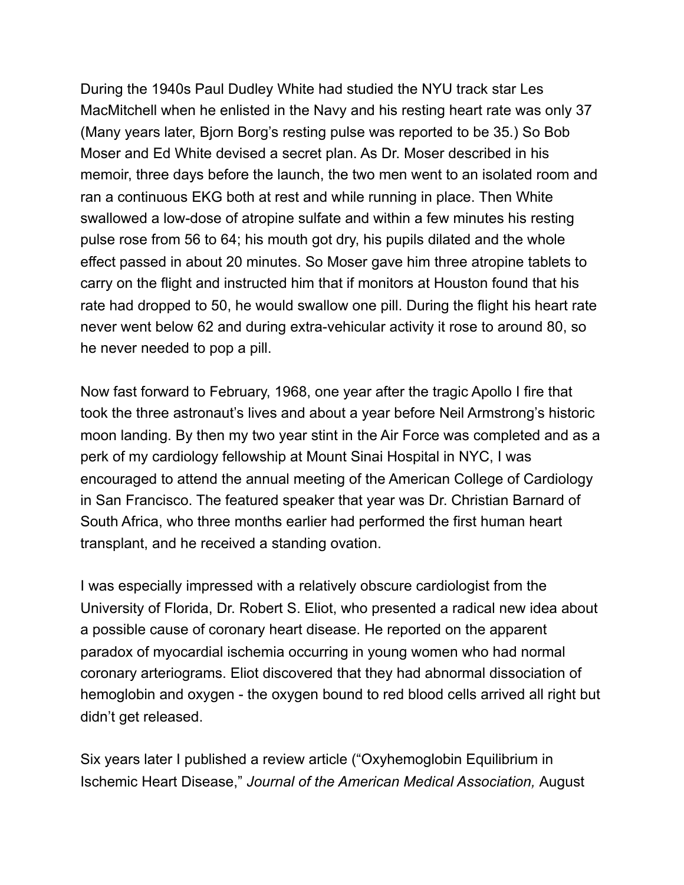During the 1940s Paul Dudley White had studied the NYU track star Les MacMitchell when he enlisted in the Navy and his resting heart rate was only 37 (Many years later, Bjorn Borg's resting pulse was reported to be 35.) So Bob Moser and Ed White devised a secret plan. As Dr. Moser described in his memoir, three days before the launch, the two men went to an isolated room and ran a continuous EKG both at rest and while running in place. Then White swallowed a low-dose of atropine sulfate and within a few minutes his resting pulse rose from 56 to 64; his mouth got dry, his pupils dilated and the whole effect passed in about 20 minutes. So Moser gave him three atropine tablets to carry on the flight and instructed him that if monitors at Houston found that his rate had dropped to 50, he would swallow one pill. During the flight his heart rate never went below 62 and during extra-vehicular activity it rose to around 80, so he never needed to pop a pill.

Now fast forward to February, 1968, one year after the tragic Apollo I fire that took the three astronaut's lives and about a year before Neil Armstrong's historic moon landing. By then my two year stint in the Air Force was completed and as a perk of my cardiology fellowship at Mount Sinai Hospital in NYC, I was encouraged to attend the annual meeting of the American College of Cardiology in San Francisco. The featured speaker that year was Dr. Christian Barnard of South Africa, who three months earlier had performed the first human heart transplant, and he received a standing ovation.

I was especially impressed with a relatively obscure cardiologist from the University of Florida, Dr. Robert S. Eliot, who presented a radical new idea about a possible cause of coronary heart disease. He reported on the apparent paradox of myocardial ischemia occurring in young women who had normal coronary arteriograms. Eliot discovered that they had abnormal dissociation of hemoglobin and oxygen - the oxygen bound to red blood cells arrived all right but didn't get released.

Six years later I published a review article ("Oxyhemoglobin Equilibrium in Ischemic Heart Disease," *Journal of the American Medical Association,* August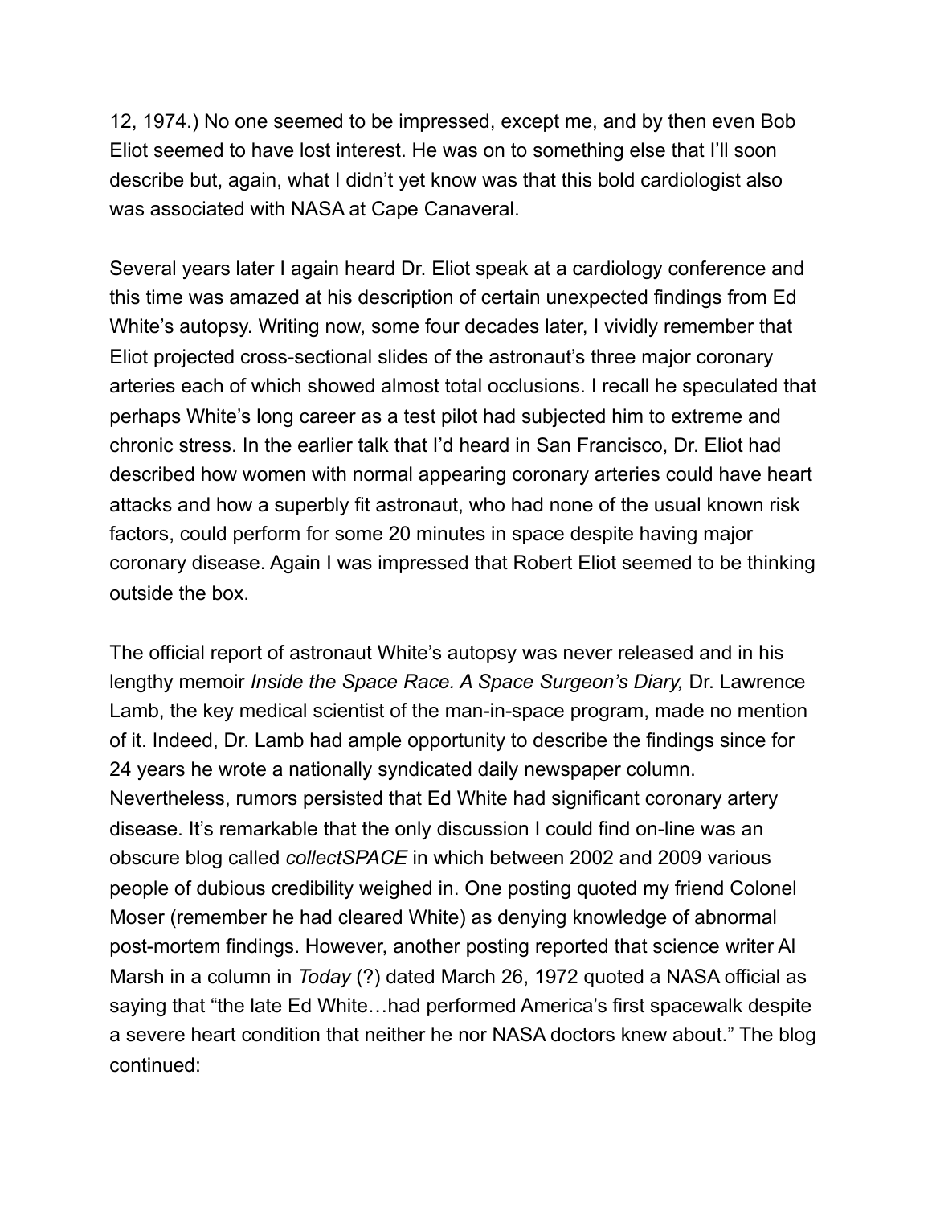12, 1974.) No one seemed to be impressed, except me, and by then even Bob Eliot seemed to have lost interest. He was on to something else that I'll soon describe but, again, what I didn't yet know was that this bold cardiologist also was associated with NASA at Cape Canaveral.

Several years later I again heard Dr. Eliot speak at a cardiology conference and this time was amazed at his description of certain unexpected findings from Ed White's autopsy. Writing now, some four decades later, I vividly remember that Eliot projected cross-sectional slides of the astronaut's three major coronary arteries each of which showed almost total occlusions. I recall he speculated that perhaps White's long career as a test pilot had subjected him to extreme and chronic stress. In the earlier talk that I'd heard in San Francisco, Dr. Eliot had described how women with normal appearing coronary arteries could have heart attacks and how a superbly fit astronaut, who had none of the usual known risk factors, could perform for some 20 minutes in space despite having major coronary disease. Again I was impressed that Robert Eliot seemed to be thinking outside the box.

The official report of astronaut White's autopsy was never released and in his lengthy memoir *Inside the Space Race. A Space Surgeon's Diary,* Dr. Lawrence Lamb, the key medical scientist of the man-in-space program, made no mention of it. Indeed, Dr. Lamb had ample opportunity to describe the findings since for 24 years he wrote a nationally syndicated daily newspaper column. Nevertheless, rumors persisted that Ed White had significant coronary artery disease. It's remarkable that the only discussion I could find on-line was an obscure blog called *collectSPACE* in which between 2002 and 2009 various people of dubious credibility weighed in. One posting quoted my friend Colonel Moser (remember he had cleared White) as denying knowledge of abnormal post-mortem findings. However, another posting reported that science writer Al Marsh in a column in *Today* (?) dated March 26, 1972 quoted a NASA official as saying that "the late Ed White…had performed America's first spacewalk despite a severe heart condition that neither he nor NASA doctors knew about." The blog continued: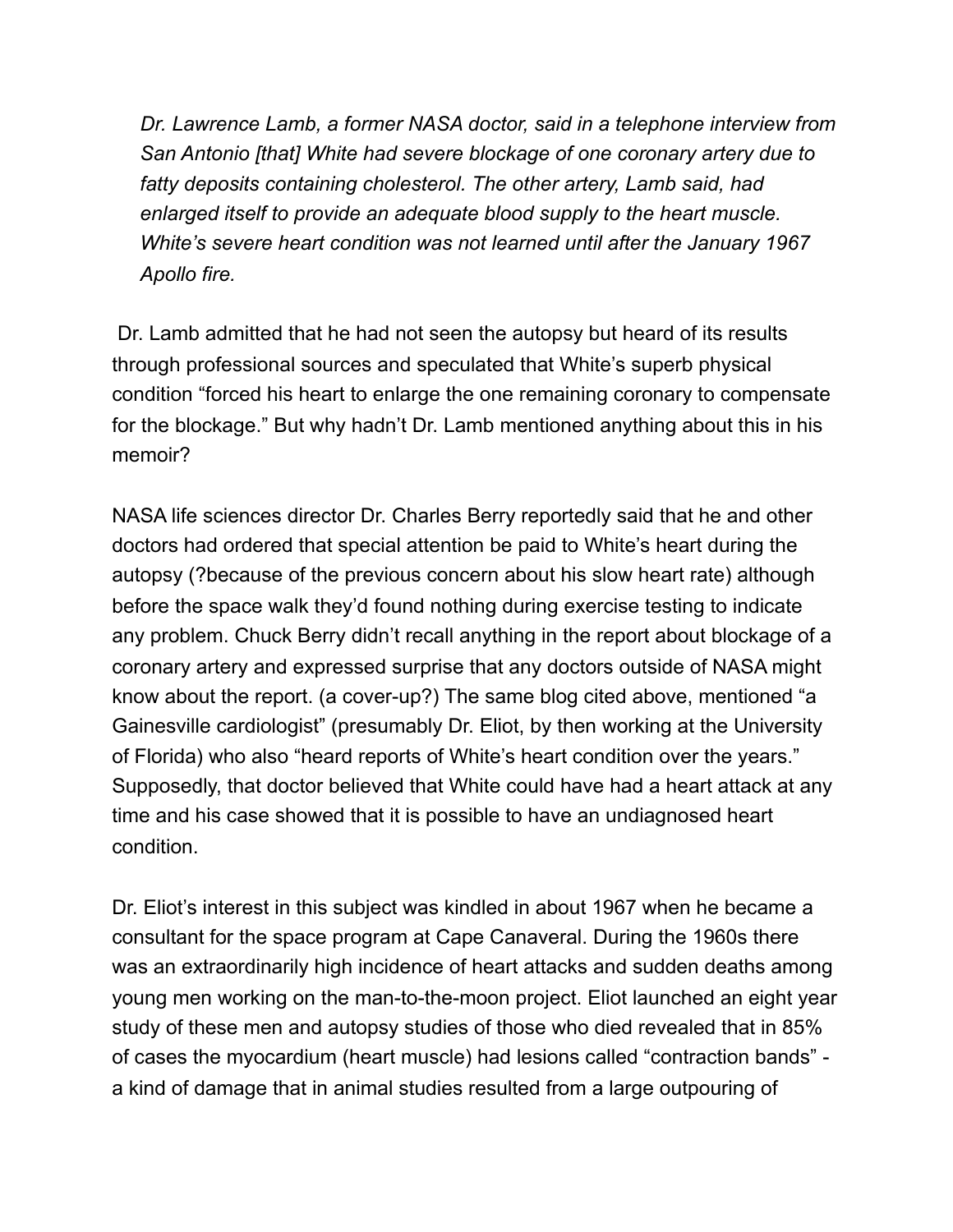> *Dr. Lawrence Lamb, a former NASA doctor, said in a telephone interview from San Antonio [that] White had severe blockage of one coronary artery due to fatty deposits containing cholesterol. The other artery, Lamb said, had enlarged itself to provide an adequate blood supply to the heart muscle. White's severe heart condition was not learned until after the January 1967 Apollo fire.*

Dr. Lamb admitted that he had not seen the autopsy but heard of its results through professional sources and speculated that White's superb physical condition "forced his heart to enlarge the one remaining coronary to compensate for the blockage." But why hadn't Dr. Lamb mentioned anything about this in his memoir?

NASA life sciences director Dr. Charles Berry reportedly said that he and other doctors had ordered that special attention be paid to White's heart during the autopsy (?because of the previous concern about his slow heart rate) although before the space walk they'd found nothing during exercise testing to indicate any problem. Chuck Berry didn't recall anything in the report about blockage of a coronary artery and expressed surprise that any doctors outside of NASA might know about the report. (a cover-up?) The same blog cited above, mentioned "a Gainesville cardiologist" (presumably Dr. Eliot, by then working at the University of Florida) who also "heard reports of White's heart condition over the years." Supposedly, that doctor believed that White could have had a heart attack at any time and his case showed that it is possible to have an undiagnosed heart condition.

Dr. Eliot's interest in this subject was kindled in about 1967 when he became a consultant for the space program at Cape Canaveral. During the 1960s there was an extraordinarily high incidence of heart attacks and sudden deaths among young men working on the man-to-the-moon project. Eliot launched an eight year study of these men and autopsy studies of those who died revealed that in 85% of cases the myocardium (heart muscle) had lesions called "contraction bands" - a kind of damage that in animal studies resulted from a large outpouring of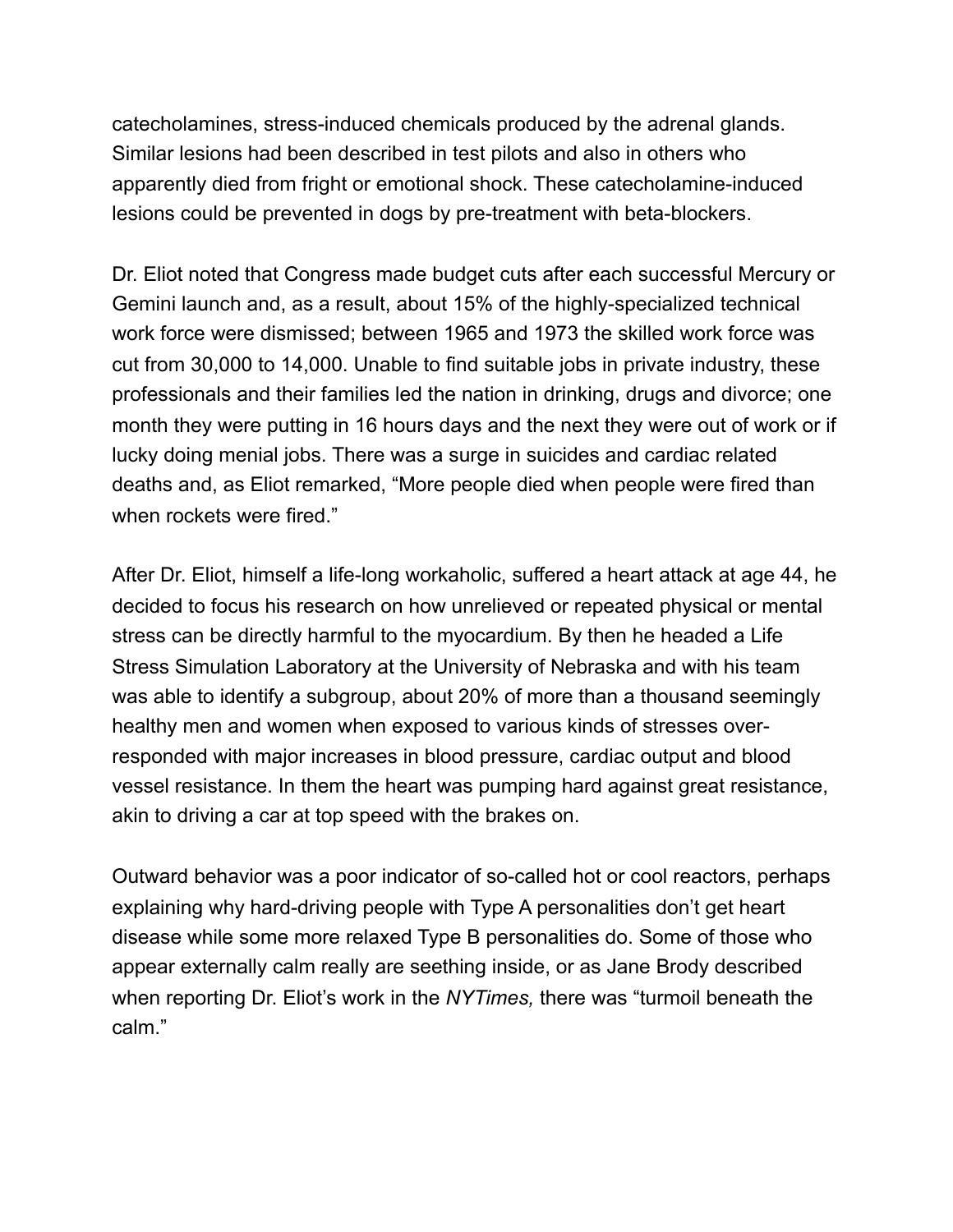catecholamines, stress-induced chemicals produced by the adrenal glands. Similar lesions had been described in test pilots and also in others who apparently died from fright or emotional shock. These catecholamine-induced lesions could be prevented in dogs by pre-treatment with beta-blockers.

Dr. Eliot noted that Congress made budget cuts after each successful Mercury or Gemini launch and, as a result, about 15% of the highly-specialized technical work force were dismissed; between 1965 and 1973 the skilled work force was cut from 30,000 to 14,000. Unable to find suitable jobs in private industry, these professionals and their families led the nation in drinking, drugs and divorce; one month they were putting in 16 hours days and the next they were out of work or if lucky doing menial jobs. There was a surge in suicides and cardiac related deaths and, as Eliot remarked, "More people died when people were fired than when rockets were fired."

After Dr. Eliot, himself a life-long workaholic, suffered a heart attack at age 44, he decided to focus his research on how unrelieved or repeated physical or mental stress can be directly harmful to the myocardium. By then he headed a Life Stress Simulation Laboratory at the University of Nebraska and with his team was able to identify a subgroup, about 20% of more than a thousand seemingly healthy men and women when exposed to various kinds of stresses over-responded with major increases in blood pressure, cardiac output and blood vessel resistance. In them the heart was pumping hard against great resistance, akin to driving a car at top speed with the brakes on.

Outward behavior was a poor indicator of so-called hot or cool reactors, perhaps explaining why hard-driving people with Type A personalities don't get heart disease while some more relaxed Type B personalities do. Some of those who appear externally calm really are seething inside, or as Jane Brody described when reporting Dr. Eliot's work in the *NYTimes,* there was "turmoil beneath the calm."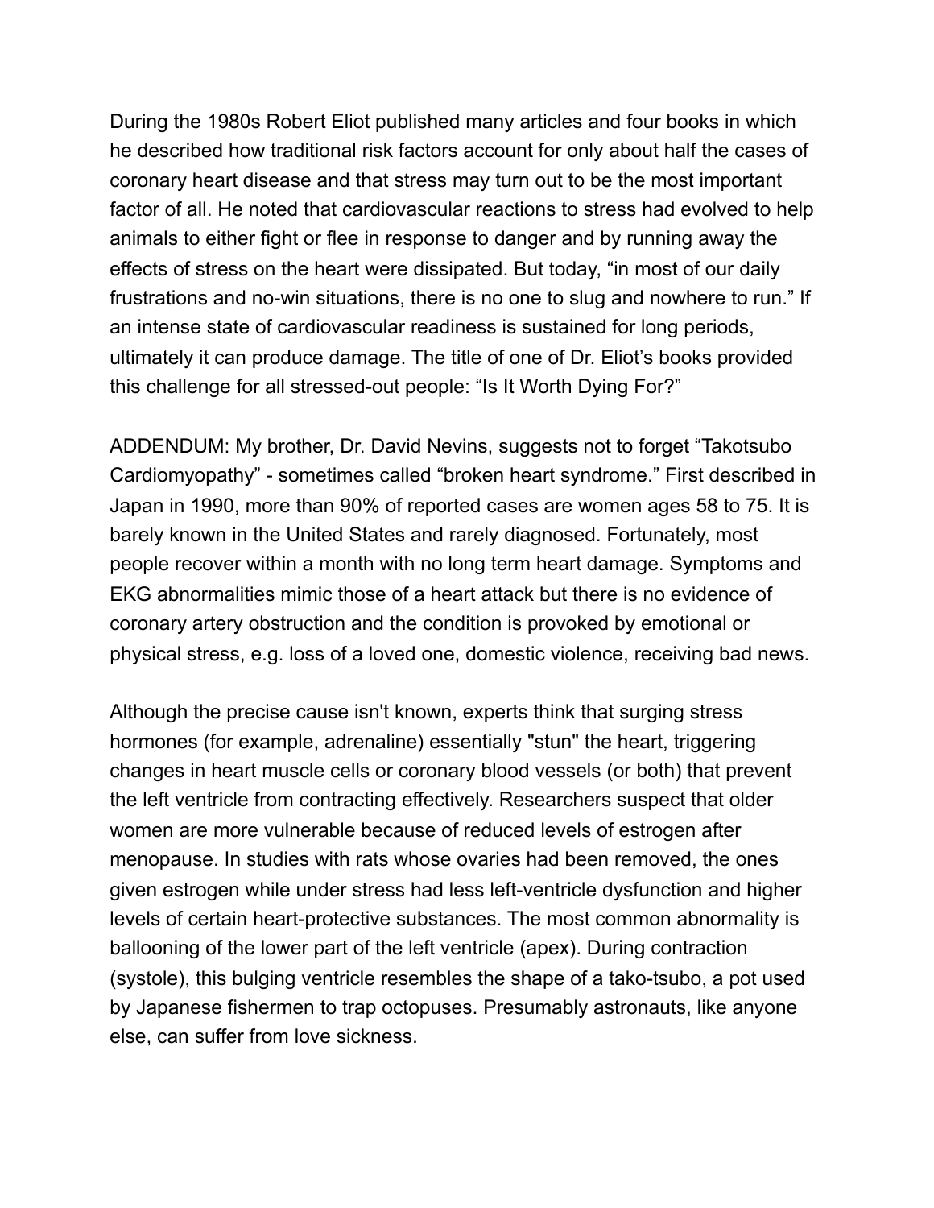During the 1980s Robert Eliot published many articles and four books in which he described how traditional risk factors account for only about half the cases of coronary heart disease and that stress may turn out to be the most important factor of all. He noted that cardiovascular reactions to stress had evolved to help animals to either fight or flee in response to danger and by running away the effects of stress on the heart were dissipated. But today, “in most of our daily frustrations and no-win situations, there is no one to slug and nowhere to run.” If an intense state of cardiovascular readiness is sustained for long periods, ultimately it can produce damage. The title of one of Dr. Eliot’s books provided this challenge for all stressed-out people: “Is It Worth Dying For?”

ADDENDUM: My brother, Dr. David Nevins, suggests not to forget “Takotsubo Cardiomyopathy” - sometimes called “broken heart syndrome.” First described in Japan in 1990, more than 90% of reported cases are women ages 58 to 75. It is barely known in the United States and rarely diagnosed. Fortunately, most people recover within a month with no long term heart damage. Symptoms and EKG abnormalities mimic those of a heart attack but there is no evidence of coronary artery obstruction and the condition is provoked by emotional or physical stress, e.g. loss of a loved one, domestic violence, receiving bad news.

Although the precise cause isn't known, experts think that surging stress hormones (for example, adrenaline) essentially "stun" the heart, triggering changes in heart muscle cells or coronary blood vessels (or both) that prevent the left ventricle from contracting effectively. Researchers suspect that older women are more vulnerable because of reduced levels of estrogen after menopause. In studies with rats whose ovaries had been removed, the ones given estrogen while under stress had less left-ventricle dysfunction and higher levels of certain heart-protective substances. The most common abnormality is ballooning of the lower part of the left ventricle (apex). During contraction (systole), this bulging ventricle resembles the shape of a tako-tsubo, a pot used by Japanese fishermen to trap octopuses. Presumably astronauts, like anyone else, can suffer from love sickness.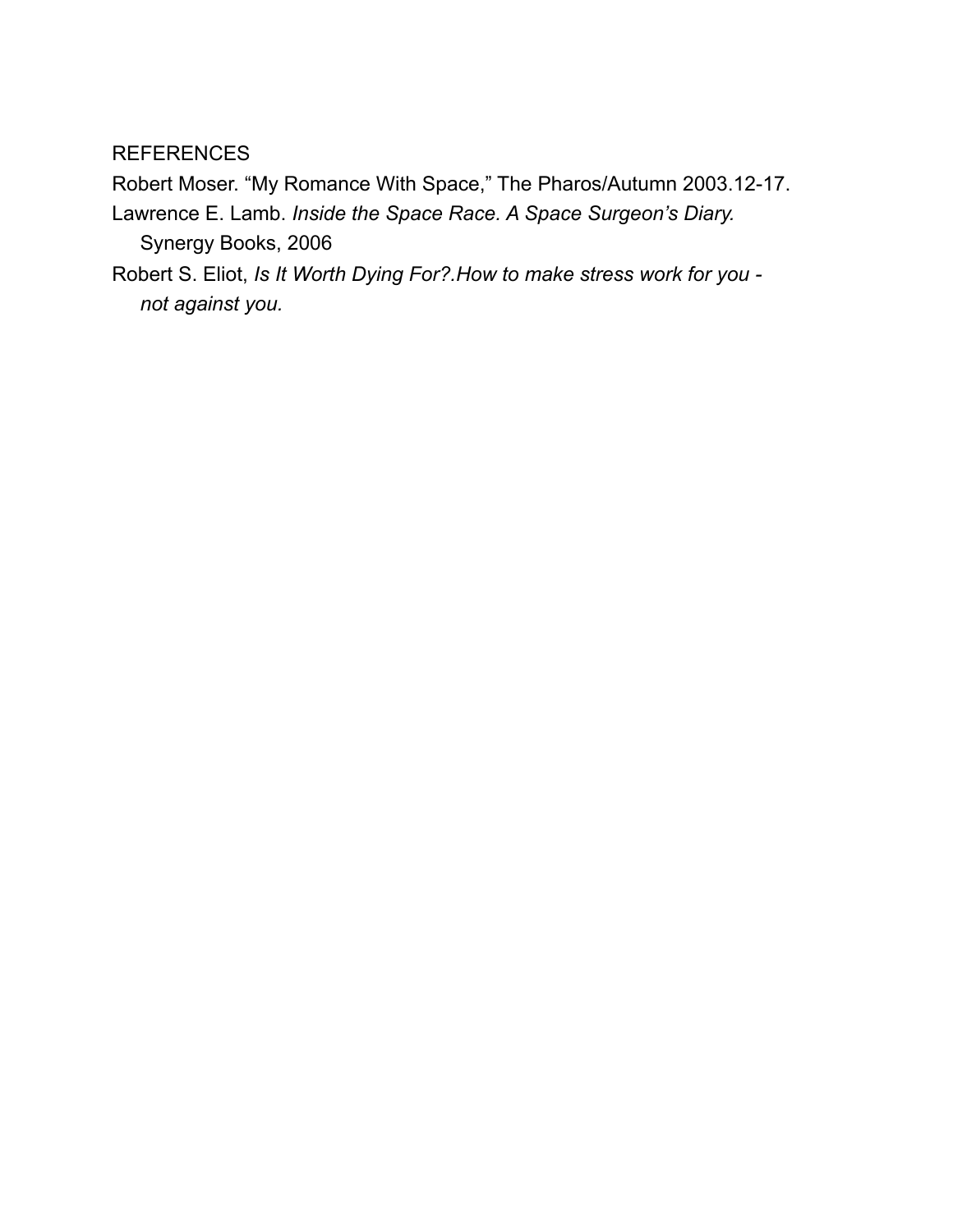REFERENCES

Robert Moser. "My Romance With Space," The Pharos/Autumn 2003.12-17.

Lawrence E. Lamb. *Inside the Space Race. A Space Surgeon's Diary.* Synergy Books, 2006

Robert S. Eliot, *Is It Worth Dying For?.How to make stress work for you - not against you.*